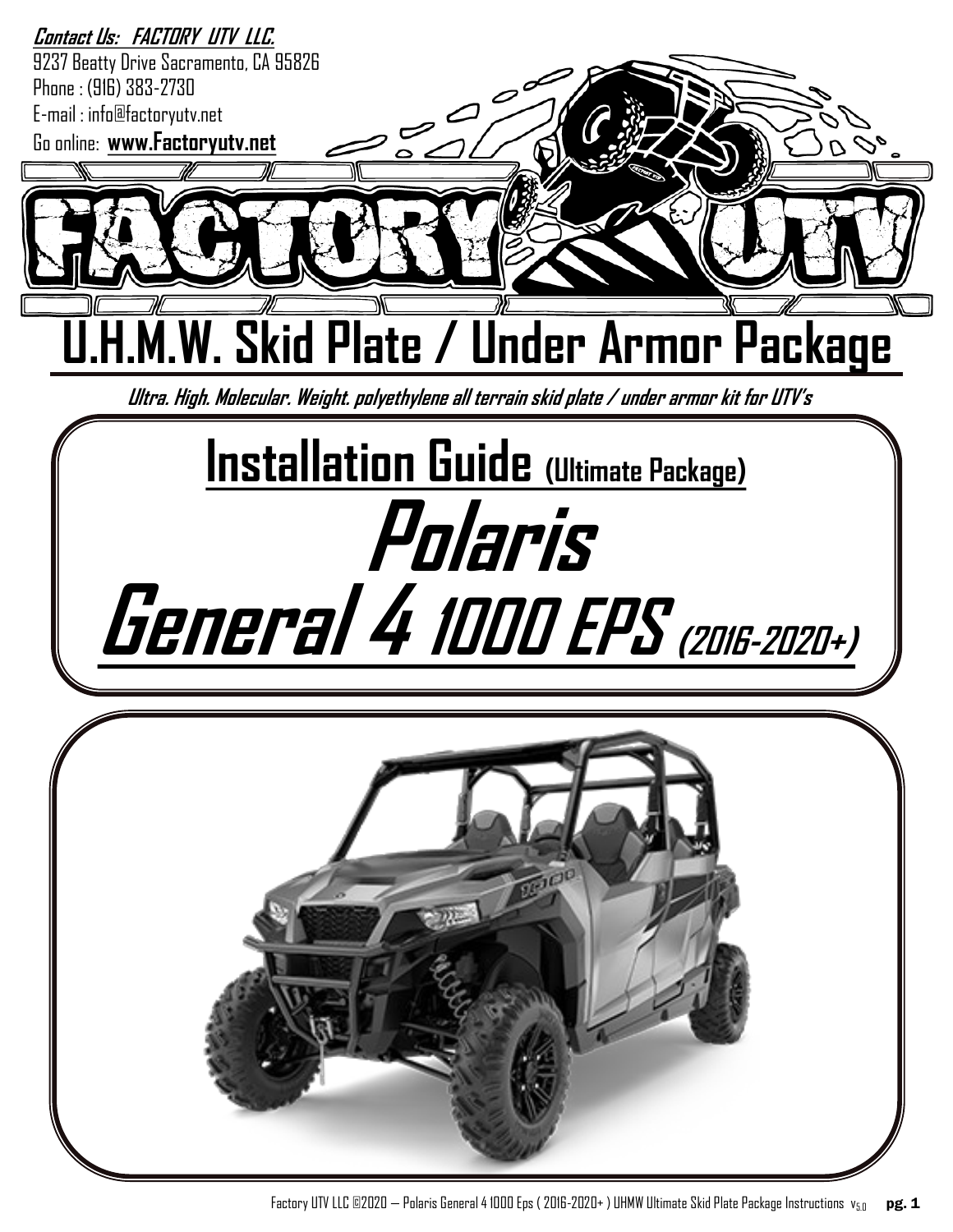***Contact Us: FACTORY UTV LLC.***

9237 Beatty Drive Sacramento, CA 95826

Phone : (916) 383-2730

E-mail : info@factoryutv.net

Go online: **www.Factoryutv.net**

# U.H.M.W. Skid Plate / Under Armor Package

***Ultra. High. Molecular. Weight. polyethylene all terrain skid plate / under armor kit for UTV's***

## Installation Guide (Ultimate Package)

# *Polaris*
# *General 4 1000 EPS (2016-2020+)*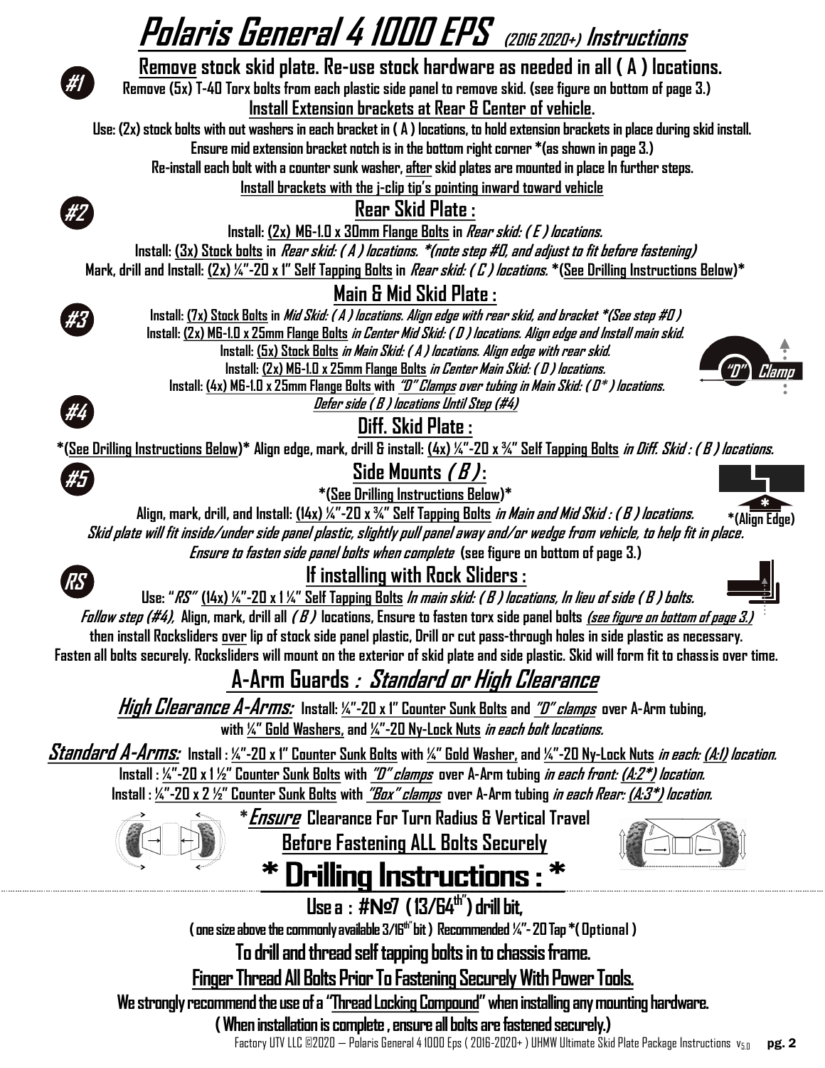# Polaris General 4 1000 EPS *(2016 2020+)* Instructions

**#1**

## Remove stock skid plate. Re-use stock hardware as needed in all ( A ) locations.

**Remove (5x) T-40 Torx bolts from each plastic side panel to remove skid. (see figure on bottom of page 3.)**

**Install Extension brackets at Rear & Center of vehicle.**

**Use: (2x) stock bolts with out washers in each bracket in ( A ) locations, to hold extension brackets in place during skid install.**

**Ensure mid extension bracket notch is in the bottom right corner *(as shown in page 3.)**

**Re-install each bolt with a counter sunk washer, after skid plates are mounted in place In further steps.**

**Install brackets with the j-clip tip's pointing inward toward vehicle**

**#2**

## Rear Skid Plate :

**Install: (2x) M6-1.0 x 30mm Flange Bolts in *Rear skid: ( E ) locations.***

**Install: (3x) Stock bolts in *Rear skid: ( A ) locations. *(note step #0, and adjust to fit before fastening)***

**Mark, drill and Install: (2x) ¼"-20 x 1" Self Tapping Bolts in *Rear skid: ( C ) locations.* *(See Drilling Instructions Below)***

**#3**

## Main & Mid Skid Plate :

**Install: (7x) Stock Bolts in *Mid Skid: ( A ) locations. Align edge with rear skid, and bracket *(See step #0 )***

**Install: (2x) M6-1.0 x 25mm Flange Bolts *in Center Mid Skid: ( D ) locations. Align edge and Install main skid.***

**Install: (5x) Stock Bolts *in Main Skid: ( A ) locations. Align edge with rear skid.***

**Install: (2x) M6-1.0 x 25mm Flange Bolts *in Center Main Skid: ( D ) locations.***

**Install: (4x) M6-1.0 x 25mm Flange Bolts with *"D" Clamps over tubing in Main Skid: ( D* ) locations.***

***Defer side ( B ) locations Until Step (#4)***

"D" Clamp

**#4**

## Diff. Skid Plate :

***(See Drilling Instructions Below)* Align edge, mark, drill & install: (4x) ¼"-20 x ¾" Self Tapping Bolts *in Diff. Skid : ( B ) locations.***

**#5**

## Side Mounts *( B )* :

***(See Drilling Instructions Below)***

**Align, mark, drill, and Install: (14x) ¼"-20 x ¾" Self Tapping Bolts *in Main and Mid Skid : ( B ) locations.***

***Skid plate will fit inside/under side panel plastic, slightly pull panel away and/or wedge from vehicle, to help fit in place.***

***Ensure to fasten side panel bolts when complete* (see figure on bottom of page 3.)**

*(Align Edge)

**RS**

## If installing with Rock Sliders :

**Use: "*RS*" (14x) ¼"-20 x 1 ¼" Self Tapping Bolts *In main skid: ( B ) locations, In lieu of side ( B ) bolts.***

***Follow step (#4),* Align, mark, drill all *( B )* locations, Ensure to fasten torx side panel bolts *(see figure on bottom of page 3.)***

**then install Rocksliders over lip of stock side panel plastic, Drill or cut pass-through holes in side plastic as necessary.**

**Fasten all bolts securely. Rocksliders will mount on the exterior of skid plate and side plastic. Skid will form fit to chassis over time.**

## A-Arm Guards *: Standard or High Clearance*

***High Clearance A-Arms:* Install: ¼"-20 x 1" Counter Sunk Bolts and *"D" clamps* over A-Arm tubing, with ¼" Gold Washers, and ¼"-20 Ny-Lock Nuts *in each bolt locations.***

***Standard A-Arms:* Install : ¼"-20 x 1" Counter Sunk Bolts with ¼" Gold Washer, and ¼"-20 Ny-Lock Nuts *in each: (A:1) location.***

**Install : ¼"-20 x 1 ½" Counter Sunk Bolts with *"D" clamps* over A-Arm tubing *in each front: (A:2*) location.***

**Install : ¼"-20 x 2 ½" Counter Sunk Bolts with *"Box" clamps* over A-Arm tubing *in each Rear: (A:3*) location.***

***Ensure* Clearance For Turn Radius & Vertical Travel**

**Before Fastening ALL Bolts Securely**

# * Drilling Instructions : *

**Use a : #№7 (13/64th") drill bit,**

**( one size above the commonly available 3/16th" bit ) Recommended ¼"-20 Tap *( Optional )**

**To drill and thread self tapping bolts in to chassis frame.**

**Finger Thread All Bolts Prior To Fastening Securely With Power Tools.**

**We strongly recommend the use of a "Thread Locking Compound" when installing any mounting hardware.**

**( When installation is complete , ensure all bolts are fastened securely.)**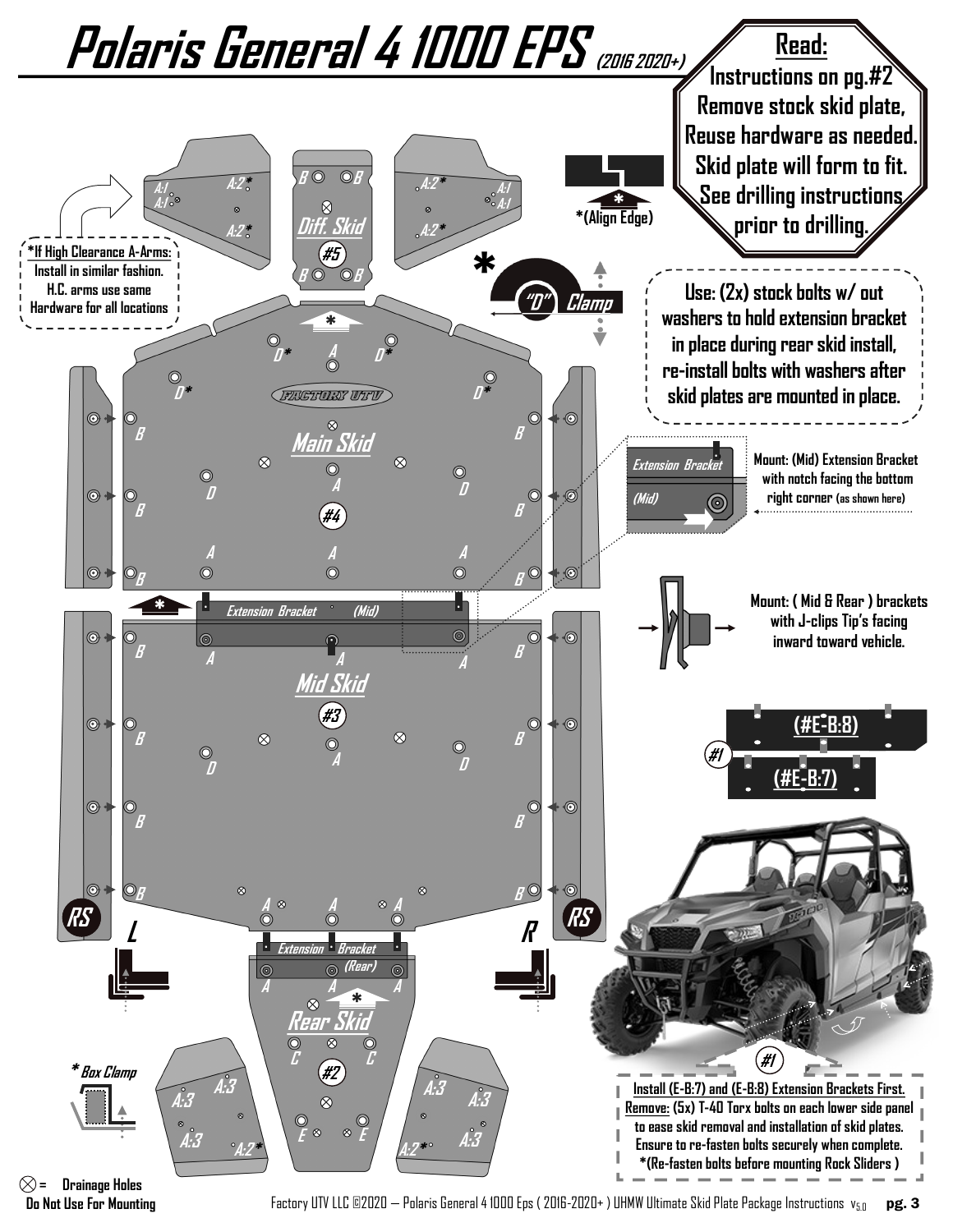# Polaris General 4 1000 EPS (2016 2020+)

**Read:**
**Instructions on pg.#2**
**Remove stock skid plate,**
**Reuse hardware as needed.**
**Skid plate will form to fit.**
**See drilling instructions prior to drilling.**

*(Align Edge)

*If High Clearance A-Arms: Install in similar fashion. H.C. arms use same Hardware for all locations

Diff. Skid (#5)

"D" Clamp

Use: (2x) stock bolts w/ out washers to hold extension bracket in place during rear skid install, re-install bolts with washers after skid plates are mounted in place.

Main Skid (#4)

Extension Bracket (Mid)

Mount: (Mid) Extension Bracket with notch facing the bottom right corner (as shown here)

Mount: ( Mid & Rear ) brackets with J-clips Tip's facing inward toward vehicle.

Mid Skid (#3)

(#1) (#E-B:8) (#E-B:7)

Extension Bracket (Rear)

Rear Skid (#2)

RS L R RS

* Box Clamp

Install (E-B:7) and (E-B:8) Extension Brackets First.
Remove: (5x) T-40 Torx bolts on each lower side panel to ease skid removal and installation of skid plates.
Ensure to re-fasten bolts securely when complete.
*(Re-fasten bolts before mounting Rock Sliders )

⊗ = Drainage Holes
Do Not Use For Mounting

Factory UTV LLC ©2020 — Polaris General 4 1000 Eps ( 2016-2020+ ) UHMW Ultimate Skid Plate Package Instructions v5.0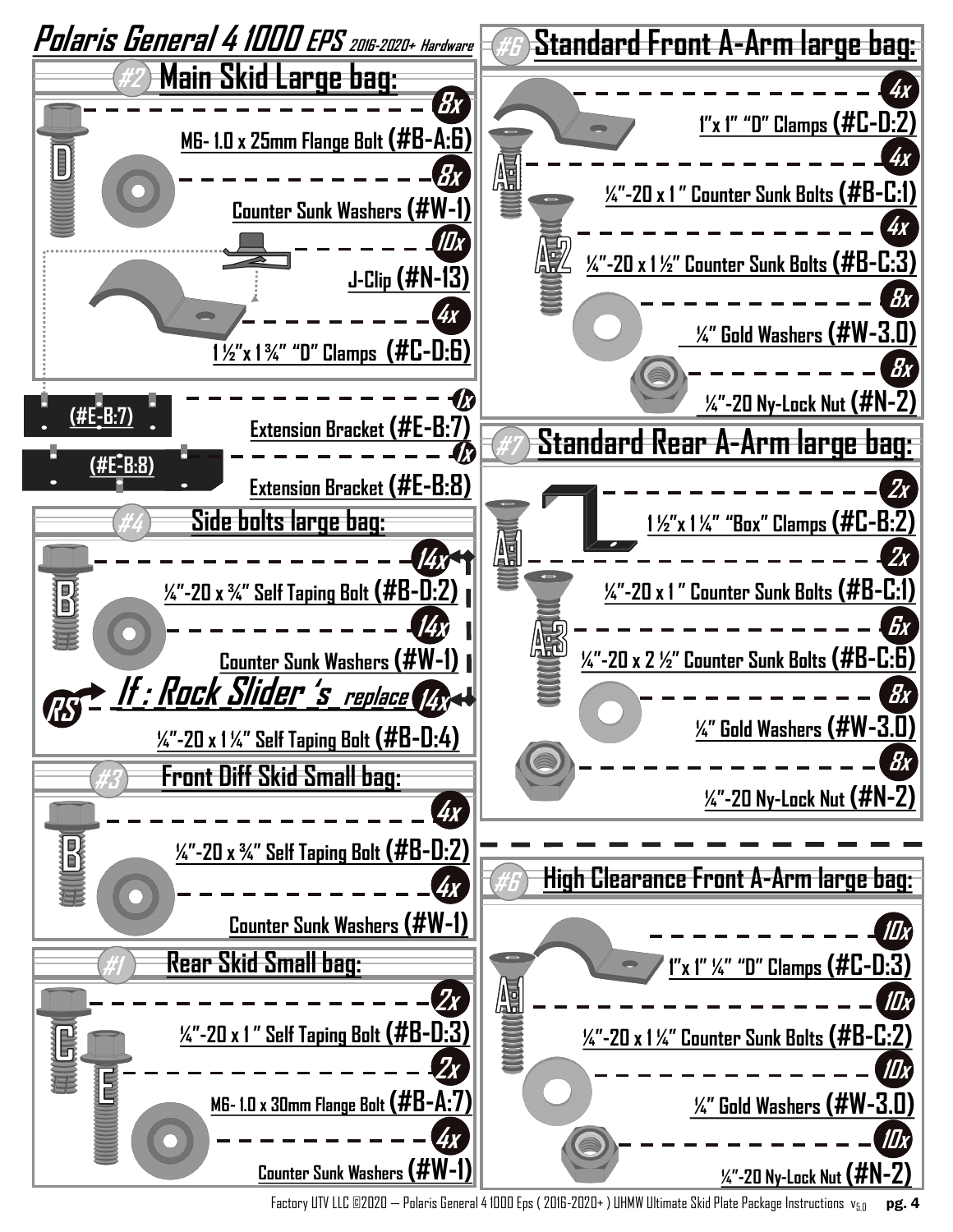# Polaris General 4 1000 EPS 2016-2020+ Hardware

## #2 Main Skid Large bag:

- D — M6- 1.0 x 25mm Flange Bolt (#B-A:6) — 8x
- Counter Sunk Washers (#W-1) — 8x
- J-Clip (#N-13) — 10x
- 1 ½"x 1 ¾" "D" Clamps (#C-D:6) — 4x

- Extension Bracket (#E-B:7) — 1x
- Extension Bracket (#E-B:8) — 1x

## #4 Side bolts large bag:

- B — ¼"-20 x ¾" Self Taping Bolt (#B-D:2) — 14x
- Counter Sunk Washers (#W-1) — 14x
- RS — *If : Rock Slider 's replace* — 14x
- ¼"-20 x 1 ¼" Self Taping Bolt (#B-D:4)

## #3 Front Diff Skid Small bag:

- B — ¼"-20 x ¾" Self Taping Bolt (#B-D:2) — 4x
- Counter Sunk Washers (#W-1) — 4x

## #1 Rear Skid Small bag:

- C — ¼"-20 x 1 " Self Taping Bolt (#B-D:3) — 2x
- E — M6- 1.0 x 30mm Flange Bolt (#B-A:7) — 2x
- Counter Sunk Washers (#W-1) — 4x

## #6 Standard Front A-Arm large bag:

- 1"x 1" "D" Clamps (#C-D:2) — 4x
- A:1 — ¼"-20 x 1 " Counter Sunk Bolts (#B-C:1) — 4x
- A:2 — ¼"-20 x 1 ½" Counter Sunk Bolts (#B-C:3) — 4x
- ¼" Gold Washers (#W-3.0) — 8x
- ¼"-20 Ny-Lock Nut (#N-2) — 8x

## #7 Standard Rear A-Arm large bag:

- 1 ½"x 1 ¼" "Box" Clamps (#C-B:2) — 2x
- A:1 — ¼"-20 x 1 " Counter Sunk Bolts (#B-C:1) — 2x
- A:3 — ¼"-20 x 2 ½" Counter Sunk Bolts (#B-C:6) — 6x
- ¼" Gold Washers (#W-3.0) — 8x
- ¼"-20 Ny-Lock Nut (#N-2) — 8x

## #6 High Clearance Front A-Arm large bag:

- 1"x 1" ¼" "D" Clamps (#C-D:3) — 10x
- A:1 — ¼"-20 x 1 ¼" Counter Sunk Bolts (#B-C:2) — 10x
- ¼" Gold Washers (#W-3.0) — 10x
- ¼"-20 Ny-Lock Nut (#N-2) — 10x